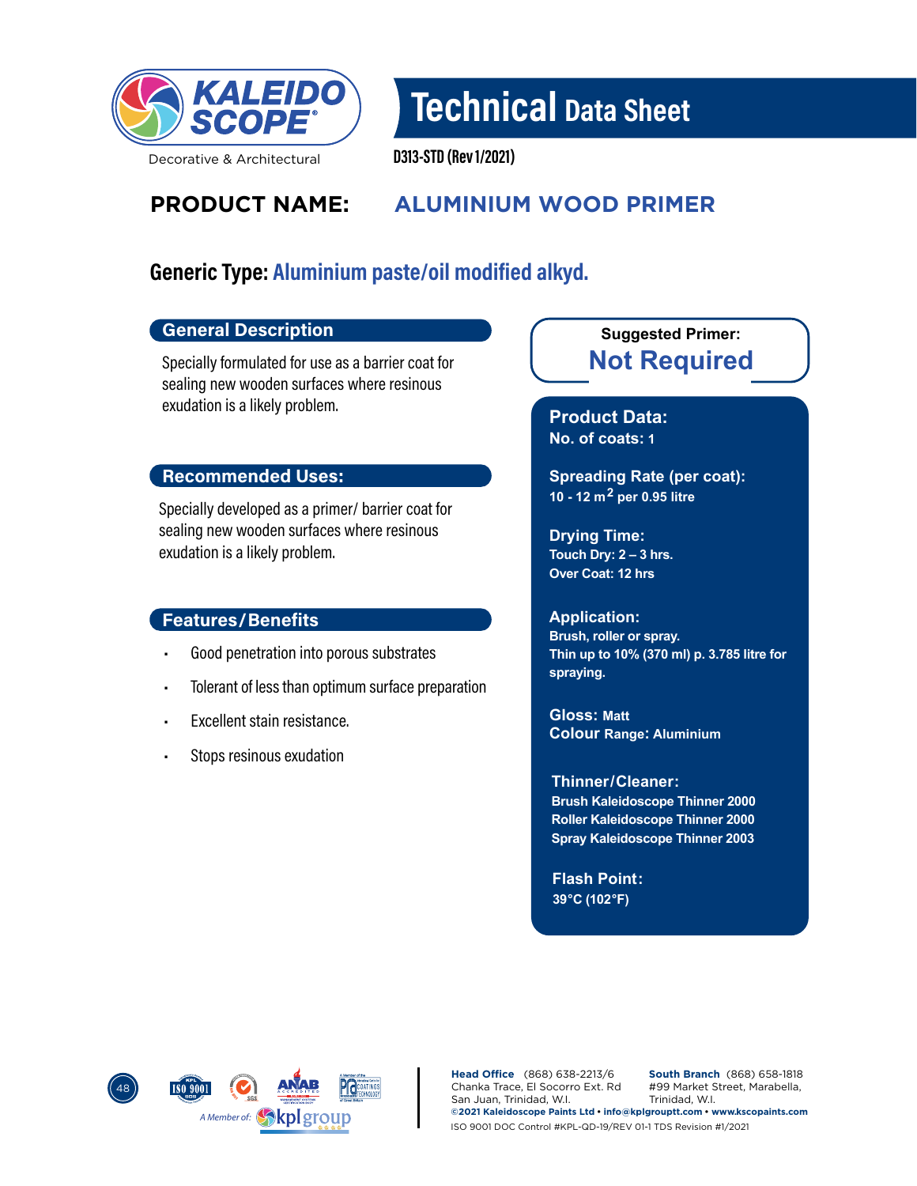# Technical Data Sheet

D313-STD (Rev 1/2021)

## PRODUCT NAME: ALUMINIUM WOOD PRIMER

### Generic Type: Aluminium paste/oil modified alkyd.

### General Description

Specially formulated for use as a barrier coat for sealing new wooden surfaces where resinous exudation is a likely problem.

### Recommended Uses:

Specially developed as a primer/ barrier coat for sealing new wooden surfaces where resinous exudation is a likely problem.

### Features/Benefits

- Good penetration into porous substrates
- Tolerant of less than optimum surface preparation
- Excellent stain resistance.
- Stops resinous exudation

**Suggested Primer:**
**Not Required**

### Product Data:

**No. of coats:** 1

**Spreading Rate (per coat):**
10 - 12 $m^2$ per 0.95 litre

**Drying Time:**
Touch Dry: 2 – 3 hrs.
Over Coat: 12 hrs

**Application:**
Brush, roller or spray.
Thin up to 10% (370 ml) p. 3.785 litre for spraying.

**Gloss:** Matt
**Colour Range:** Aluminium

**Thinner/Cleaner:**
Brush Kaleidoscope Thinner 2000
Roller Kaleidoscope Thinner 2000
Spray Kaleidoscope Thinner 2003

**Flash Point:**
39°C (102°F)

**Head Office** (868) 638-2213/6
Chanka Trace, El Socorro Ext. Rd
San Juan, Trinidad, W.I.

**South Branch** (868) 658-1818
#99 Market Street, Marabella,
Trinidad, W.I.

©2021 Kaleidoscope Paints Ltd • info@kplgrouptt.com • www.kscopaints.com
ISO 9001 DOC Control #KPL-QD-19/REV 01-1 TDS Revision #1/2021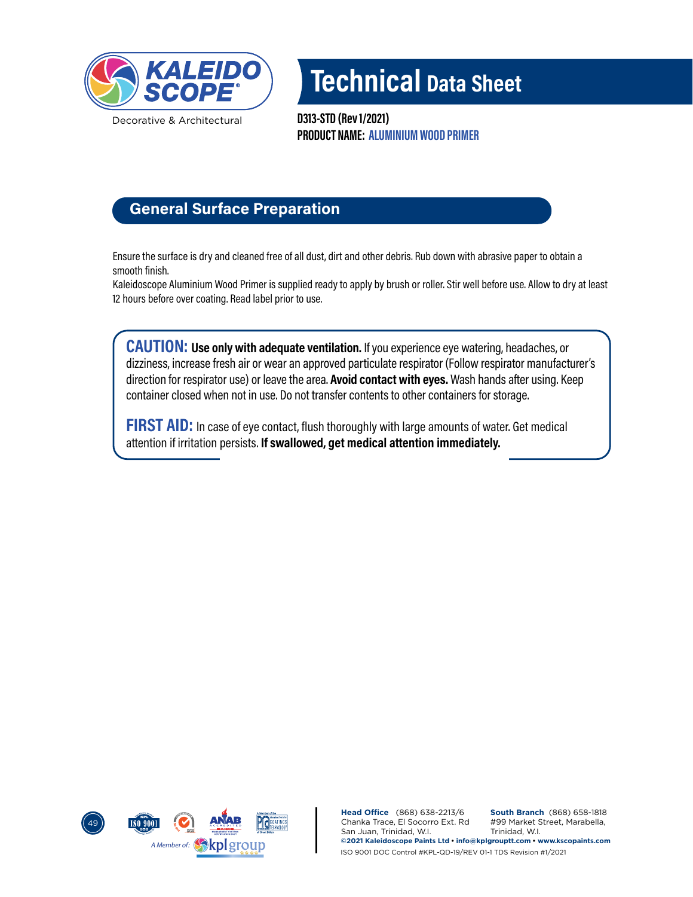# Technical Data Sheet

**D313-STD (Rev 1/2021)**
**PRODUCT NAME: ALUMINIUM WOOD PRIMER**

## General Surface Preparation

Ensure the surface is dry and cleaned free of all dust, dirt and other debris. Rub down with abrasive paper to obtain a smooth finish.
Kaleidoscope Aluminium Wood Primer is supplied ready to apply by brush or roller. Stir well before use. Allow to dry at least 12 hours before over coating. Read label prior to use.

**CAUTION:** **Use only with adequate ventilation.** If you experience eye watering, headaches, or dizziness, increase fresh air or wear an approved particulate respirator (Follow respirator manufacturer's direction for respirator use) or leave the area. **Avoid contact with eyes.** Wash hands after using. Keep container closed when not in use. Do not transfer contents to other containers for storage.

**FIRST AID:** In case of eye contact, flush thoroughly with large amounts of water. Get medical attention if irritation persists. **If swallowed, get medical attention immediately.**

**Head Office** (868) 638-2213/6
Chanka Trace, El Socorro Ext. Rd
San Juan, Trinidad, W.I.

**South Branch** (868) 658-1818
#99 Market Street, Marabella,
Trinidad, W.I.

**©2021 Kaleidoscope Paints Ltd • info@kplgrouptt.com • www.kscopaints.com**
ISO 9001 DOC Control #KPL-QD-19/REV 01-1 TDS Revision #1/2021